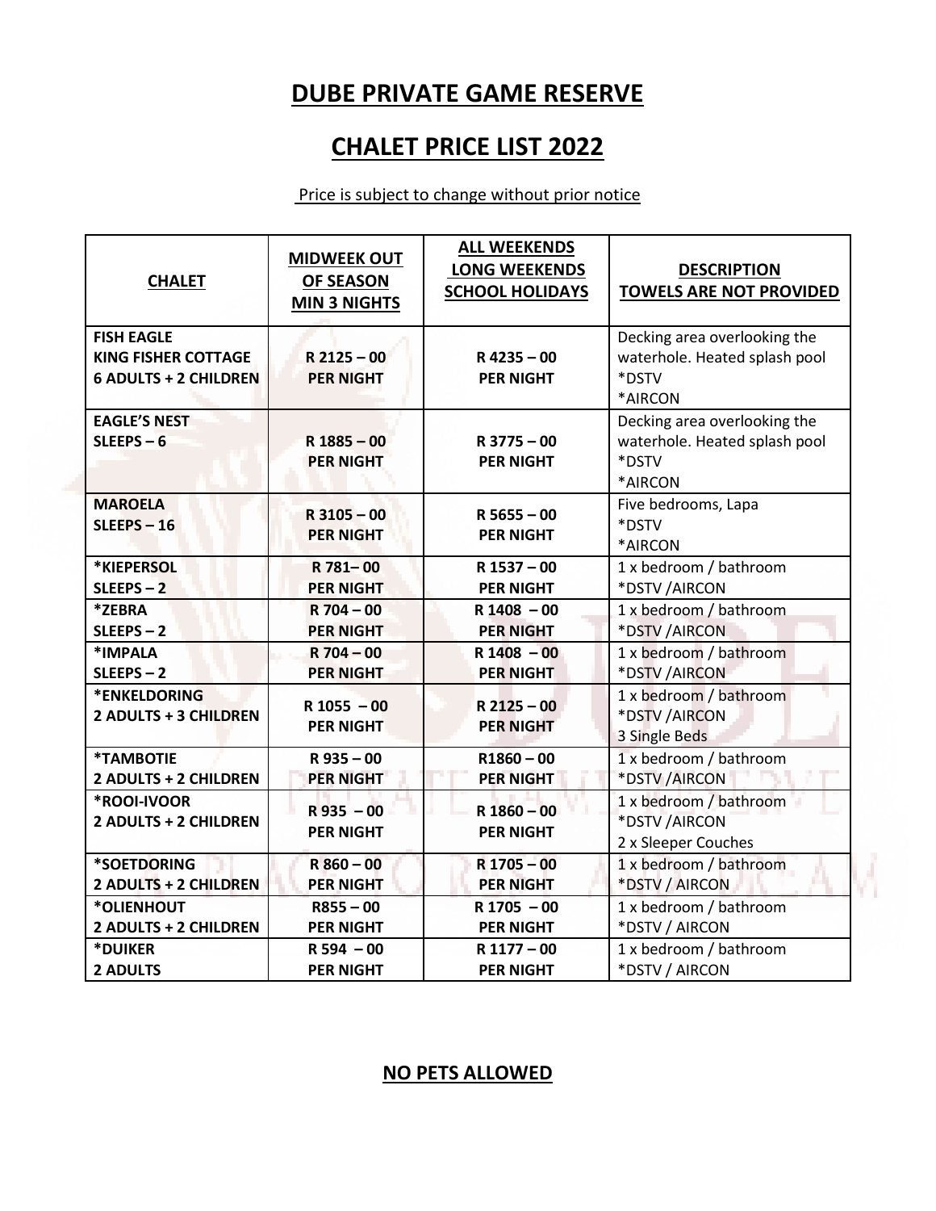# DUBE PRIVATE GAME RESERVE

# CHALET PRICE LIST 2022

Price is subject to change without prior notice

| CHALET | MIDWEEK OUT OF SEASON MIN 3 NIGHTS | ALL WEEKENDS LONG WEEKENDS SCHOOL HOLIDAYS | DESCRIPTION TOWELS ARE NOT PROVIDED |
|---|---|---|---|
| **FISH EAGLE KING FISHER COTTAGE 6 ADULTS + 2 CHILDREN** | **R 2125 – 00 PER NIGHT** | **R 4235 – 00 PER NIGHT** | Decking area overlooking the waterhole. Heated splash pool *DSTV *AIRCON |
| **EAGLE'S NEST SLEEPS – 6** | **R 1885 – 00 PER NIGHT** | **R 3775 – 00 PER NIGHT** | Decking area overlooking the waterhole. Heated splash pool *DSTV *AIRCON |
| **MAROELA SLEEPS – 16** | **R 3105 – 00 PER NIGHT** | **R 5655 – 00 PER NIGHT** | Five bedrooms, Lapa *DSTV *AIRCON |
| ***KIEPERSOL SLEEPS – 2** | **R 781– 00 PER NIGHT** | **R 1537 – 00 PER NIGHT** | 1 x bedroom / bathroom *DSTV /AIRCON |
| ***ZEBRA SLEEPS – 2** | **R 704 – 00 PER NIGHT** | **R 1408 – 00 PER NIGHT** | 1 x bedroom / bathroom *DSTV /AIRCON |
| ***IMPALA SLEEPS – 2** | **R 704 – 00 PER NIGHT** | **R 1408 – 00 PER NIGHT** | 1 x bedroom / bathroom *DSTV /AIRCON |
| ***ENKELDORING 2 ADULTS + 3 CHILDREN** | **R 1055 – 00 PER NIGHT** | **R 2125 – 00 PER NIGHT** | 1 x bedroom / bathroom *DSTV /AIRCON 3 Single Beds |
| ***TAMBOTIE 2 ADULTS + 2 CHILDREN** | **R 935 – 00 PER NIGHT** | **R1860 – 00 PER NIGHT** | 1 x bedroom / bathroom *DSTV /AIRCON |
| ***ROOI-IVOOR 2 ADULTS + 2 CHILDREN** | **R 935 – 00 PER NIGHT** | **R 1860 – 00 PER NIGHT** | 1 x bedroom / bathroom *DSTV /AIRCON 2 x Sleeper Couches |
| ***SOETDORING 2 ADULTS + 2 CHILDREN** | **R 860 – 00 PER NIGHT** | **R 1705 – 00 PER NIGHT** | 1 x bedroom / bathroom *DSTV / AIRCON |
| ***OLIENHOUT 2 ADULTS + 2 CHILDREN** | **R855 – 00 PER NIGHT** | **R 1705 – 00 PER NIGHT** | 1 x bedroom / bathroom *DSTV / AIRCON |
| ***DUIKER 2 ADULTS** | **R 594 – 00 PER NIGHT** | **R 1177 – 00 PER NIGHT** | 1 x bedroom / bathroom *DSTV / AIRCON |

**NO PETS ALLOWED**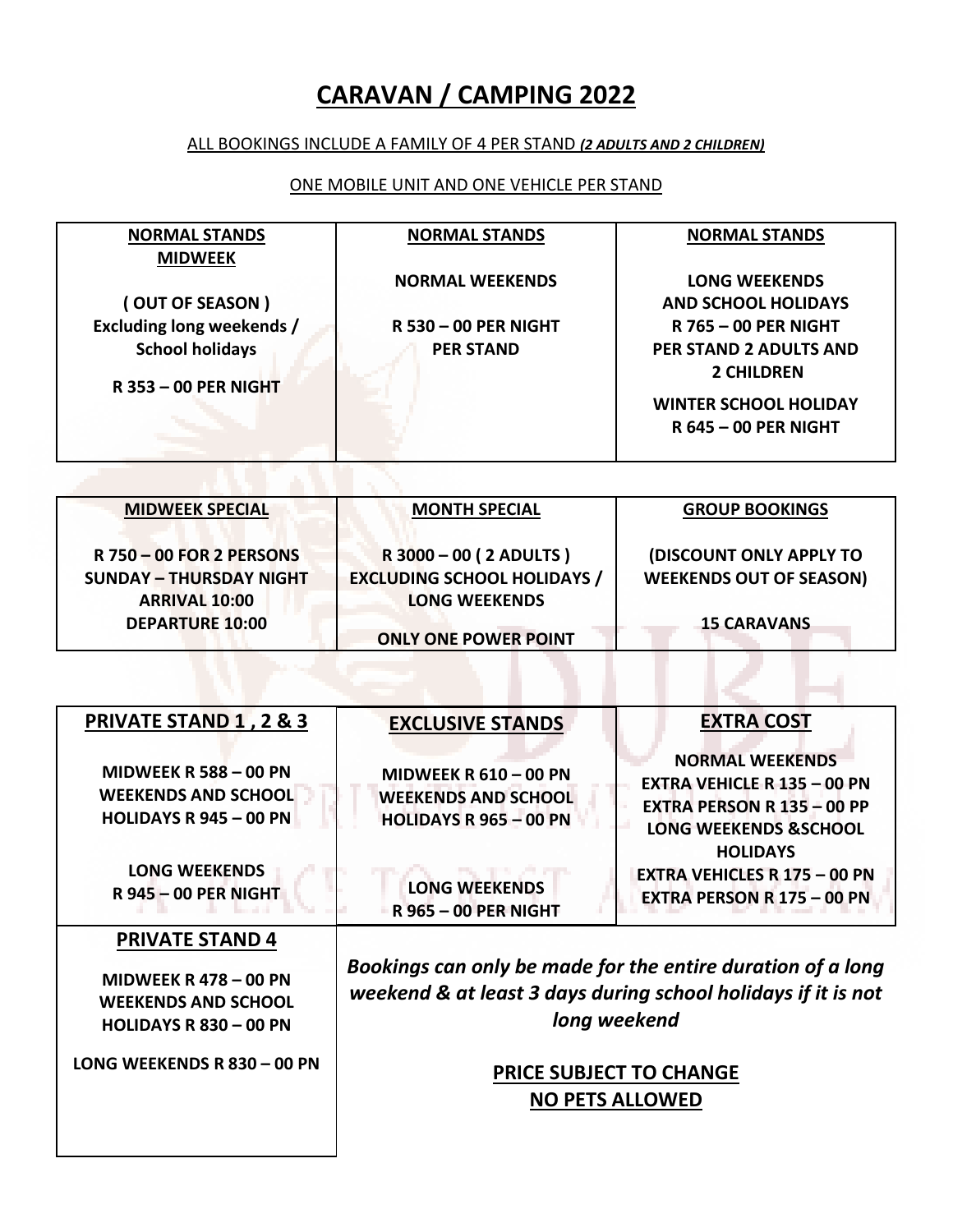# CARAVAN / CAMPING 2022

ALL BOOKINGS INCLUDE A FAMILY OF 4 PER STAND ***(2 ADULTS AND 2 CHILDREN)***

ONE MOBILE UNIT AND ONE VEHICLE PER STAND

| NORMAL STANDS MIDWEEK | NORMAL STANDS | NORMAL STANDS |
| --- | --- | --- |
| **( OUT OF SEASON )**<br>**Excluding long weekends / School holidays**<br>**R 353 – 00 PER NIGHT** | **NORMAL WEEKENDS**<br>**R 530 – 00 PER NIGHT PER STAND** | **LONG WEEKENDS AND SCHOOL HOLIDAYS**<br>**R 765 – 00 PER NIGHT PER STAND 2 ADULTS AND 2 CHILDREN**<br>**WINTER SCHOOL HOLIDAY R 645 – 00 PER NIGHT** |

| MIDWEEK SPECIAL | MONTH SPECIAL | GROUP BOOKINGS |
| --- | --- | --- |
| **R 750 – 00 FOR 2 PERSONS**<br>**SUNDAY – THURSDAY NIGHT**<br>**ARRIVAL 10:00**<br>**DEPARTURE 10:00** | **R 3000 – 00 ( 2 ADULTS )**<br>**EXCLUDING SCHOOL HOLIDAYS / LONG WEEKENDS**<br>**ONLY ONE POWER POINT** | **(DISCOUNT ONLY APPLY TO WEEKENDS OUT OF SEASON)**<br>**15 CARAVANS** |

| PRIVATE STAND 1 , 2 & 3 | EXCLUSIVE STANDS | EXTRA COST |
| --- | --- | --- |
| **MIDWEEK R 588 – 00 PN**<br>**WEEKENDS AND SCHOOL HOLIDAYS R 945 – 00 PN**<br>**LONG WEEKENDS R 945 – 00 PER NIGHT** | **MIDWEEK R 610 – 00 PN**<br>**WEEKENDS AND SCHOOL HOLIDAYS R 965 – 00 PN**<br>**LONG WEEKENDS R 965 – 00 PER NIGHT** | **NORMAL WEEKENDS**<br>**EXTRA VEHICLE R 135 – 00 PN**<br>**EXTRA PERSON R 135 – 00 PP**<br>**LONG WEEKENDS &SCHOOL HOLIDAYS**<br>**EXTRA VEHICLES R 175 – 00 PN**<br>**EXTRA PERSON R 175 – 00 PN** |

| PRIVATE STAND 4 |
| --- |
| **MIDWEEK R 478 – 00 PN**<br>**WEEKENDS AND SCHOOL HOLIDAYS R 830 – 00 PN**<br>**LONG WEEKENDS R 830 – 00 PN** |

***Bookings can only be made for the entire duration of a long weekend & at least 3 days during school holidays if it is not long weekend***

**PRICE SUBJECT TO CHANGE**

**NO PETS ALLOWED**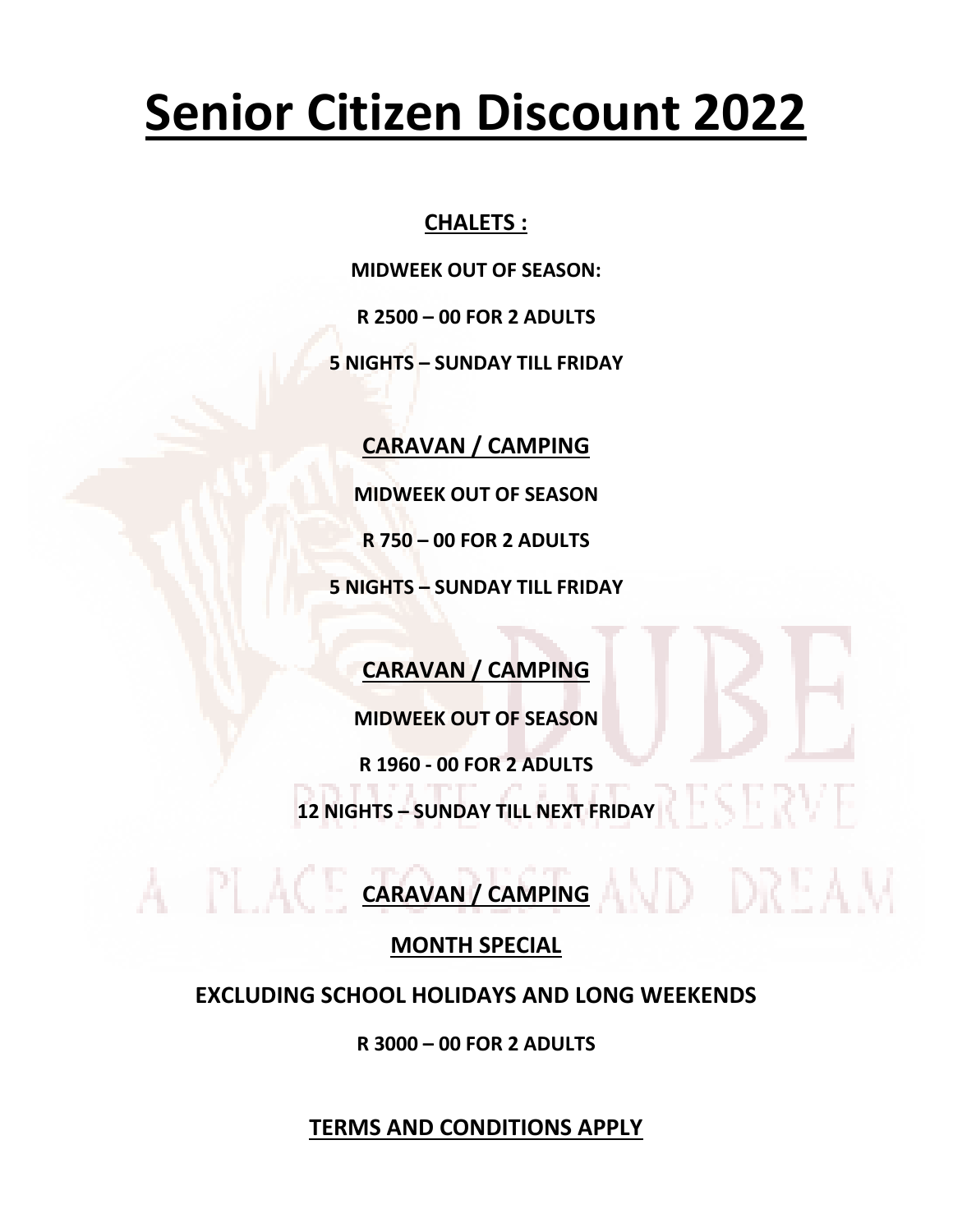# Senior Citizen Discount 2022

**CHALETS :**

**MIDWEEK OUT OF SEASON:**

**R 2500 – 00 FOR 2 ADULTS**

**5 NIGHTS – SUNDAY TILL FRIDAY**

**CARAVAN / CAMPING**

**MIDWEEK OUT OF SEASON**

**R 750 – 00 FOR 2 ADULTS**

**5 NIGHTS – SUNDAY TILL FRIDAY**

**CARAVAN / CAMPING**

**MIDWEEK OUT OF SEASON**

**R 1960 - 00 FOR 2 ADULTS**

**12 NIGHTS – SUNDAY TILL NEXT FRIDAY**

**CARAVAN / CAMPING**

**MONTH SPECIAL**

**EXCLUDING SCHOOL HOLIDAYS AND LONG WEEKENDS**

**R 3000 – 00 FOR 2 ADULTS**

**TERMS AND CONDITIONS APPLY**